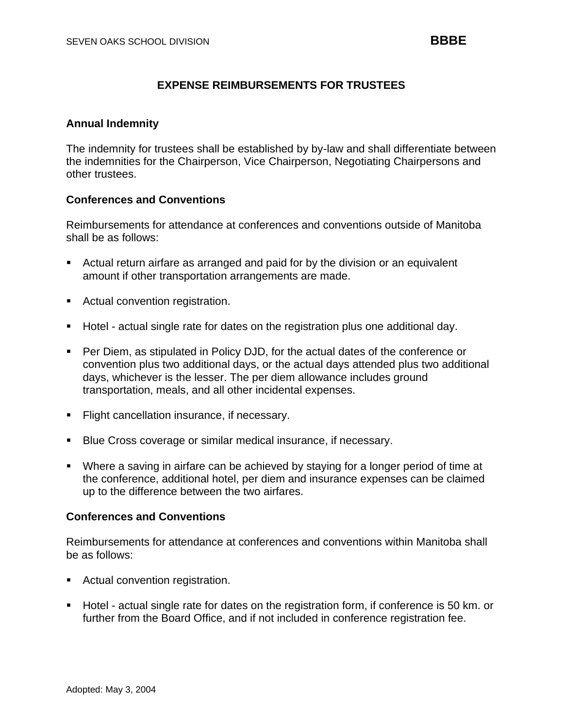SEVEN OAKS SCHOOL DIVISION **BBBE**

# EXPENSE REIMBURSEMENTS FOR TRUSTEES

## Annual Indemnity

The indemnity for trustees shall be established by by-law and shall differentiate between the indemnities for the Chairperson, Vice Chairperson, Negotiating Chairpersons and other trustees.

## Conferences and Conventions

Reimbursements for attendance at conferences and conventions outside of Manitoba shall be as follows:

- Actual return airfare as arranged and paid for by the division or an equivalent amount if other transportation arrangements are made.
- Actual convention registration.
- Hotel - actual single rate for dates on the registration plus one additional day.
- Per Diem, as stipulated in Policy DJD, for the actual dates of the conference or convention plus two additional days, or the actual days attended plus two additional days, whichever is the lesser. The per diem allowance includes ground transportation, meals, and all other incidental expenses.
- Flight cancellation insurance, if necessary.
- Blue Cross coverage or similar medical insurance, if necessary.
- Where a saving in airfare can be achieved by staying for a longer period of time at the conference, additional hotel, per diem and insurance expenses can be claimed up to the difference between the two airfares.

## Conferences and Conventions

Reimbursements for attendance at conferences and conventions within Manitoba shall be as follows:

- Actual convention registration.
- Hotel - actual single rate for dates on the registration form, if conference is 50 km. or further from the Board Office, and if not included in conference registration fee.

Adopted: May 3, 2004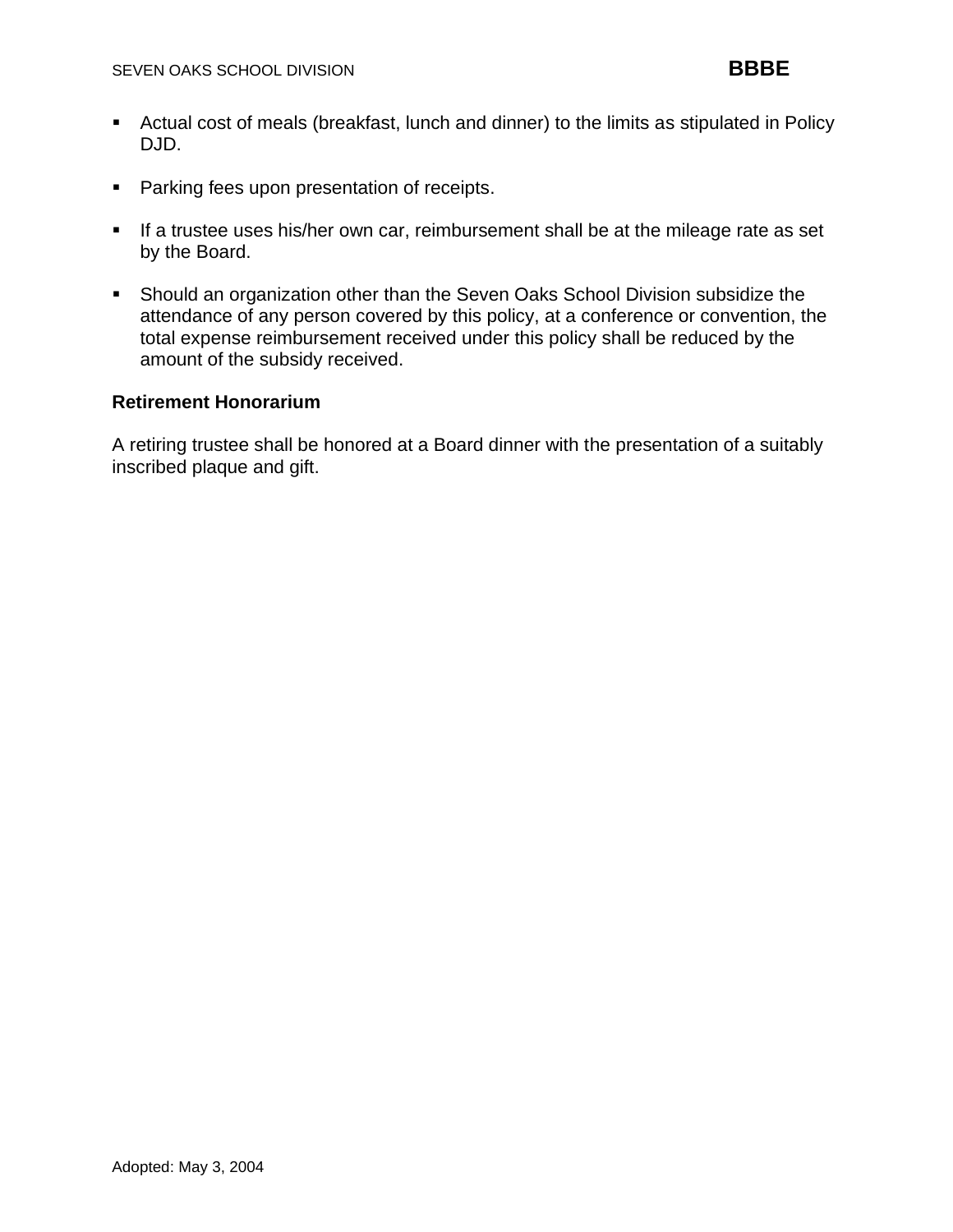- Actual cost of meals (breakfast, lunch and dinner) to the limits as stipulated in Policy DJD.

- Parking fees upon presentation of receipts.

- If a trustee uses his/her own car, reimbursement shall be at the mileage rate as set by the Board.

- Should an organization other than the Seven Oaks School Division subsidize the attendance of any person covered by this policy, at a conference or convention, the total expense reimbursement received under this policy shall be reduced by the amount of the subsidy received.

**Retirement Honorarium**

A retiring trustee shall be honored at a Board dinner with the presentation of a suitably inscribed plaque and gift.

Adopted: May 3, 2004